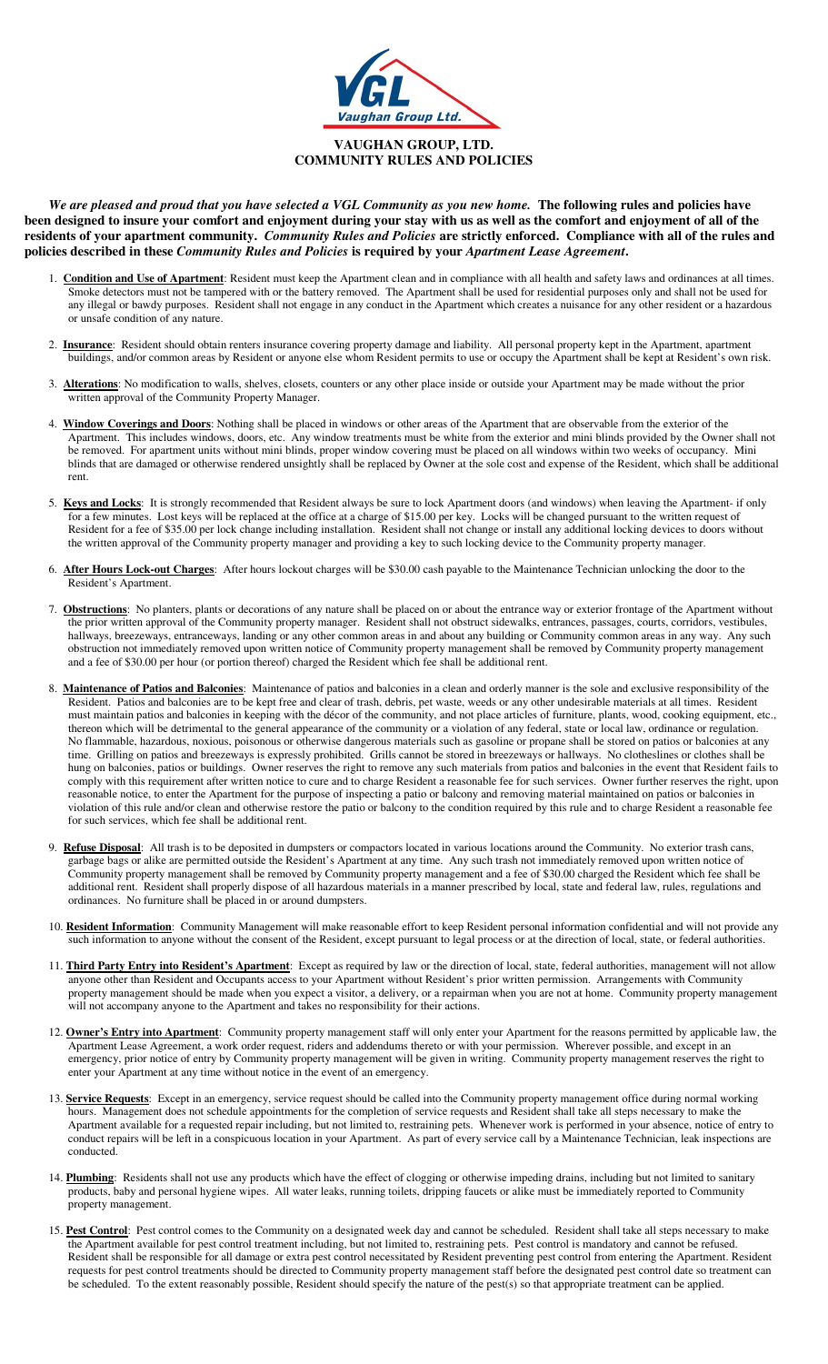# VAUGHAN GROUP, LTD.
## COMMUNITY RULES AND POLICIES

***We are pleased and proud that you have selected a VGL Community as you new home.*** **The following rules and policies have been designed to insure your comfort and enjoyment during your stay with us as well as the comfort and enjoyment of all of the residents of your apartment community. *Community Rules and Policies* are strictly enforced. Compliance with all of the rules and policies described in these *Community Rules and Policies* is required by your *Apartment Lease Agreement*.**

1. **Condition and Use of Apartment**: Resident must keep the Apartment clean and in compliance with all health and safety laws and ordinances at all times. Smoke detectors must not be tampered with or the battery removed. The Apartment shall be used for residential purposes only and shall not be used for any illegal or bawdy purposes. Resident shall not engage in any conduct in the Apartment which creates a nuisance for any other resident or a hazardous or unsafe condition of any nature.

2. **Insurance**: Resident should obtain renters insurance covering property damage and liability. All personal property kept in the Apartment, apartment buildings, and/or common areas by Resident or anyone else whom Resident permits to use or occupy the Apartment shall be kept at Resident's own risk.

3. **Alterations**: No modification to walls, shelves, closets, counters or any other place inside or outside your Apartment may be made without the prior written approval of the Community Property Manager.

4. **Window Coverings and Doors**: Nothing shall be placed in windows or other areas of the Apartment that are observable from the exterior of the Apartment. This includes windows, doors, etc. Any window treatments must be white from the exterior and mini blinds provided by the Owner shall not be removed. For apartment units without mini blinds, proper window covering must be placed on all windows within two weeks of occupancy. Mini blinds that are damaged or otherwise rendered unsightly shall be replaced by Owner at the sole cost and expense of the Resident, which shall be additional rent.

5. **Keys and Locks**: It is strongly recommended that Resident always be sure to lock Apartment doors (and windows) when leaving the Apartment- if only for a few minutes. Lost keys will be replaced at the office at a charge of $15.00 per key. Locks will be changed pursuant to the written request of Resident for a fee of $35.00 per lock change including installation. Resident shall not change or install any additional locking devices to doors without the written approval of the Community property manager and providing a key to such locking device to the Community property manager.

6. **After Hours Lock-out Charges**: After hours lockout charges will be $30.00 cash payable to the Maintenance Technician unlocking the door to the Resident's Apartment.

7. **Obstructions**: No planters, plants or decorations of any nature shall be placed on or about the entrance way or exterior frontage of the Apartment without the prior written approval of the Community property manager. Resident shall not obstruct sidewalks, entrances, passages, courts, corridors, vestibules, hallways, breezeways, entranceways, landing or any other common areas in and about any building or Community common areas in any way. Any such obstruction not immediately removed upon written notice of Community property management shall be removed by Community property management and a fee of $30.00 per hour (or portion thereof) charged the Resident which fee shall be additional rent.

8. **Maintenance of Patios and Balconies**: Maintenance of patios and balconies in a clean and orderly manner is the sole and exclusive responsibility of the Resident. Patios and balconies are to be kept free and clear of trash, debris, pet waste, weeds or any other undesirable materials at all times. Resident must maintain patios and balconies in keeping with the décor of the community, and not place articles of furniture, plants, wood, cooking equipment, etc., thereon which will be detrimental to the general appearance of the community or a violation of any federal, state or local law, ordinance or regulation. No flammable, hazardous, noxious, poisonous or otherwise dangerous materials such as gasoline or propane shall be stored on patios or balconies at any time. Grilling on patios and breezeways is expressly prohibited. Grills cannot be stored in breezeways or hallways. No clotheslines or clothes shall be hung on balconies, patios or buildings. Owner reserves the right to remove any such materials from patios and balconies in the event that Resident fails to comply with this requirement after written notice to cure and to charge Resident a reasonable fee for such services. Owner further reserves the right, upon reasonable notice, to enter the Apartment for the purpose of inspecting a patio or balcony and removing material maintained on patios or balconies in violation of this rule and/or clean and otherwise restore the patio or balcony to the condition required by this rule and to charge Resident a reasonable fee for such services, which fee shall be additional rent.

9. **Refuse Disposal**: All trash is to be deposited in dumpsters or compactors located in various locations around the Community. No exterior trash cans, garbage bags or alike are permitted outside the Resident's Apartment at any time. Any such trash not immediately removed upon written notice of Community property management shall be removed by Community property management and a fee of $30.00 charged the Resident which fee shall be additional rent. Resident shall properly dispose of all hazardous materials in a manner prescribed by local, state and federal law, rules, regulations and ordinances. No furniture shall be placed in or around dumpsters.

10. **Resident Information**: Community Management will make reasonable effort to keep Resident personal information confidential and will not provide any such information to anyone without the consent of the Resident, except pursuant to legal process or at the direction of local, state, or federal authorities.

11. **Third Party Entry into Resident's Apartment**: Except as required by law or the direction of local, state, federal authorities, management will not allow anyone other than Resident and Occupants access to your Apartment without Resident's prior written permission. Arrangements with Community property management should be made when you expect a visitor, a delivery, or a repairman when you are not at home. Community property management will not accompany anyone to the Apartment and takes no responsibility for their actions.

12. **Owner's Entry into Apartment**: Community property management staff will only enter your Apartment for the reasons permitted by applicable law, the Apartment Lease Agreement, a work order request, riders and addendums thereto or with your permission. Wherever possible, and except in an emergency, prior notice of entry by Community property management will be given in writing. Community property management reserves the right to enter your Apartment at any time without notice in the event of an emergency.

13. **Service Requests**: Except in an emergency, service request should be called into the Community property management office during normal working hours. Management does not schedule appointments for the completion of service requests and Resident shall take all steps necessary to make the Apartment available for a requested repair including, but not limited to, restraining pets. Whenever work is performed in your absence, notice of entry to conduct repairs will be left in a conspicuous location in your Apartment. As part of every service call by a Maintenance Technician, leak inspections are conducted.

14. **Plumbing**: Residents shall not use any products which have the effect of clogging or otherwise impeding drains, including but not limited to sanitary products, baby and personal hygiene wipes. All water leaks, running toilets, dripping faucets or alike must be immediately reported to Community property management.

15. **Pest Control**: Pest control comes to the Community on a designated week day and cannot be scheduled. Resident shall take all steps necessary to make the Apartment available for pest control treatment including, but not limited to, restraining pets. Pest control is mandatory and cannot be refused. Resident shall be responsible for all damage or extra pest control necessitated by Resident preventing pest control from entering the Apartment. Resident requests for pest control treatments should be directed to Community property management staff before the designated pest control date so treatment can be scheduled. To the extent reasonably possible, Resident should specify the nature of the pest(s) so that appropriate treatment can be applied.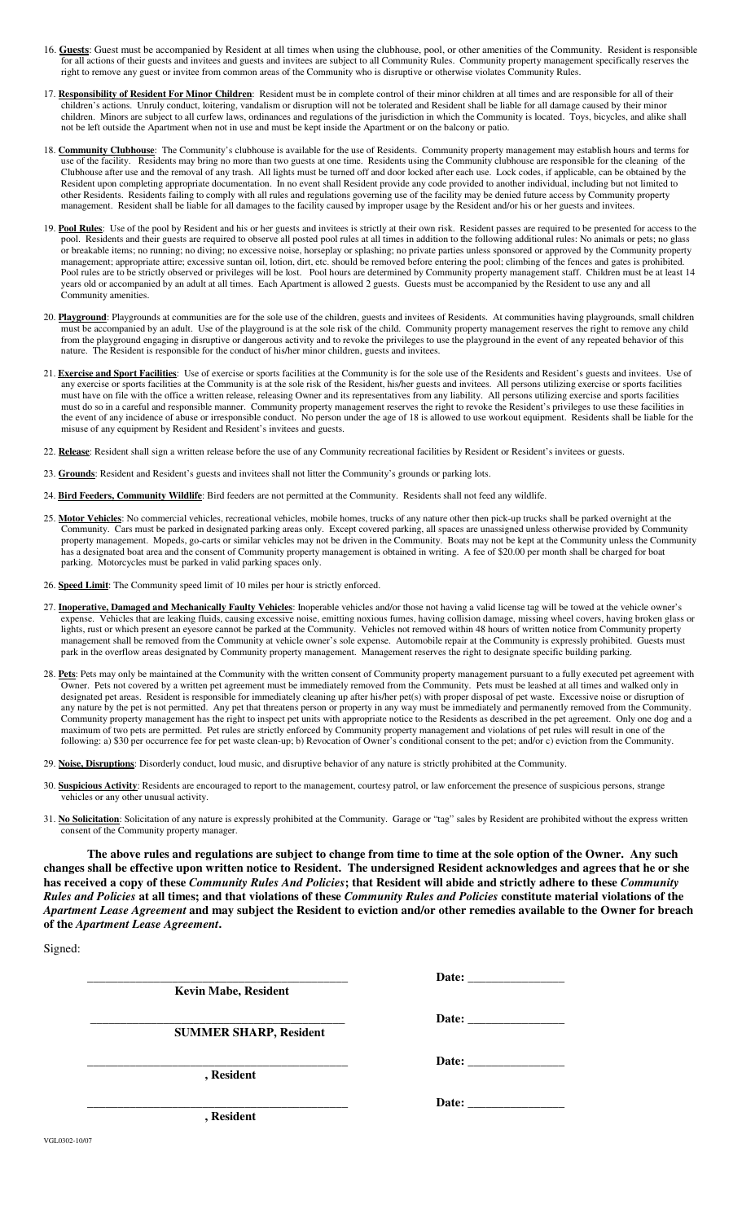16. **Guests**: Guest must be accompanied by Resident at all times when using the clubhouse, pool, or other amenities of the Community. Resident is responsible for all actions of their guests and invitees and guests and invitees are subject to all Community Rules. Community property management specifically reserves the right to remove any guest or invitee from common areas of the Community who is disruptive or otherwise violates Community Rules.

17. **Responsibility of Resident For Minor Children**: Resident must be in complete control of their minor children at all times and are responsible for all of their children's actions. Unruly conduct, loitering, vandalism or disruption will not be tolerated and Resident shall be liable for all damage caused by their minor children. Minors are subject to all curfew laws, ordinances and regulations of the jurisdiction in which the Community is located. Toys, bicycles, and alike shall not be left outside the Apartment when not in use and must be kept inside the Apartment or on the balcony or patio.

18. **Community Clubhouse**: The Community's clubhouse is available for the use of Residents. Community property management may establish hours and terms for use of the facility. Residents may bring no more than two guests at one time. Residents using the Community clubhouse are responsible for the cleaning of the Clubhouse after use and the removal of any trash. All lights must be turned off and door locked after each use. Lock codes, if applicable, can be obtained by the Resident upon completing appropriate documentation. In no event shall Resident provide any code provided to another individual, including but not limited to other Residents. Residents failing to comply with all rules and regulations governing use of the facility may be denied future access by Community property management. Resident shall be liable for all damages to the facility caused by improper usage by the Resident and/or his or her guests and invitees.

19. **Pool Rules**: Use of the pool by Resident and his or her guests and invitees is strictly at their own risk. Resident passes are required to be presented for access to the pool. Residents and their guests are required to observe all posted pool rules at all times in addition to the following additional rules: No animals or pets; no glass or breakable items; no running; no diving; no excessive noise, horseplay or splashing; no private parties unless sponsored or approved by the Community property management; appropriate attire; excessive suntan oil, lotion, dirt, etc. should be removed before entering the pool; climbing of the fences and gates is prohibited. Pool rules are to be strictly observed or privileges will be lost. Pool hours are determined by Community property management staff. Children must be at least 14 years old or accompanied by an adult at all times. Each Apartment is allowed 2 guests. Guests must be accompanied by the Resident to use any and all Community amenities.

20. **Playground**: Playgrounds at communities are for the sole use of the children, guests and invitees of Residents. At communities having playgrounds, small children must be accompanied by an adult. Use of the playground is at the sole risk of the child. Community property management reserves the right to remove any child from the playground engaging in disruptive or dangerous activity and to revoke the privileges to use the playground in the event of any repeated behavior of this nature. The Resident is responsible for the conduct of his/her minor children, guests and invitees.

21. **Exercise and Sport Facilities**: Use of exercise or sports facilities at the Community is for the sole use of the Residents and Resident's guests and invitees. Use of any exercise or sports facilities at the Community is at the sole risk of the Resident, his/her guests and invitees. All persons utilizing exercise or sports facilities must have on file with the office a written release, releasing Owner and its representatives from any liability. All persons utilizing exercise and sports facilities must do so in a careful and responsible manner. Community property management reserves the right to revoke the Resident's privileges to use these facilities in the event of any incidence of abuse or irresponsible conduct. No person under the age of 18 is allowed to use workout equipment. Residents shall be liable for the misuse of any equipment by Resident and Resident's invitees and guests.

22. **Release**: Resident shall sign a written release before the use of any Community recreational facilities by Resident or Resident's invitees or guests.

23. **Grounds**: Resident and Resident's guests and invitees shall not litter the Community's grounds or parking lots.

24. **Bird Feeders, Community Wildlife**: Bird feeders are not permitted at the Community. Residents shall not feed any wildlife.

25. **Motor Vehicles**: No commercial vehicles, recreational vehicles, mobile homes, trucks of any nature other then pick-up trucks shall be parked overnight at the Community. Cars must be parked in designated parking areas only. Except covered parking, all spaces are unassigned unless otherwise provided by Community property management. Mopeds, go-carts or similar vehicles may not be driven in the Community. Boats may not be kept at the Community unless the Community has a designated boat area and the consent of Community property management is obtained in writing. A fee of $20.00 per month shall be charged for boat parking. Motorcycles must be parked in valid parking spaces only.

26. **Speed Limit**: The Community speed limit of 10 miles per hour is strictly enforced.

27. **Inoperative, Damaged and Mechanically Faulty Vehicles**: Inoperable vehicles and/or those not having a valid license tag will be towed at the vehicle owner's expense. Vehicles that are leaking fluids, causing excessive noise, emitting noxious fumes, having collision damage, missing wheel covers, having broken glass or lights, rust or which present an eyesore cannot be parked at the Community. Vehicles not removed within 48 hours of written notice from Community property management shall be removed from the Community at vehicle owner's sole expense. Automobile repair at the Community is expressly prohibited. Guests must park in the overflow areas designated by Community property management. Management reserves the right to designate specific building parking.

28. **Pets**: Pets may only be maintained at the Community with the written consent of Community property management pursuant to a fully executed pet agreement with Owner. Pets not covered by a written pet agreement must be immediately removed from the Community. Pets must be leashed at all times and walked only in designated pet areas. Resident is responsible for immediately cleaning up after his/her pet(s) with proper disposal of pet waste. Excessive noise or disruption of any nature by the pet is not permitted. Any pet that threatens person or property in any way must be immediately and permanently removed from the Community. Community property management has the right to inspect pet units with appropriate notice to the Residents as described in the pet agreement. Only one dog and a maximum of two pets are permitted. Pet rules are strictly enforced by Community property management and violations of pet rules will result in one of the following: a) $30 per occurrence fee for pet waste clean-up; b) Revocation of Owner's conditional consent to the pet; and/or c) eviction from the Community.

29. **Noise, Disruptions**: Disorderly conduct, loud music, and disruptive behavior of any nature is strictly prohibited at the Community.

30. **Suspicious Activity**: Residents are encouraged to report to the management, courtesy patrol, or law enforcement the presence of suspicious persons, strange vehicles or any other unusual activity.

31. **No Solicitation**: Solicitation of any nature is expressly prohibited at the Community. Garage or "tag" sales by Resident are prohibited without the express written consent of the Community property manager.

**The above rules and regulations are subject to change from time to time at the sole option of the Owner. Any such changes shall be effective upon written notice to Resident. The undersigned Resident acknowledges and agrees that he or she has received a copy of these *Community Rules And Policies*; that Resident will abide and strictly adhere to these *Community Rules and Policies* at all times; and that violations of these *Community Rules and Policies* constitute material violations of the *Apartment Lease Agreement* and may subject the Resident to eviction and/or other remedies available to the Owner for breach of the *Apartment Lease Agreement*.**

Signed:

_____________________________________________ **Date:** _______________
**Kevin Mabe, Resident**

_____________________________________________ **Date:** _______________
**SUMMER SHARP, Resident**

_____________________________________________ **Date:** _______________
**, Resident**

_____________________________________________ **Date:** _______________
**, Resident**

VGL0302-10/07